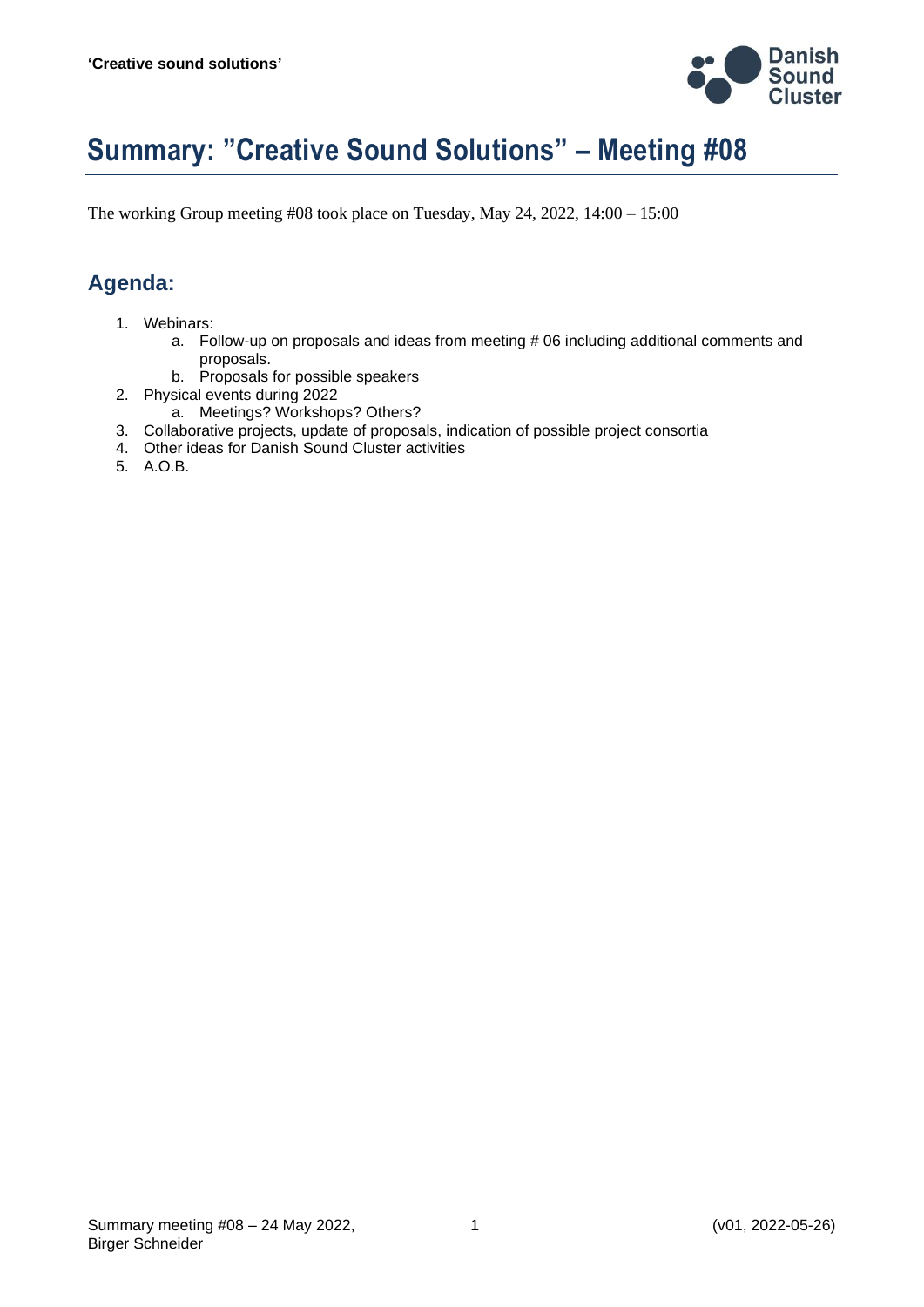# Summary: "Creative Sound Solutions" – Meeting #08

The working Group meeting #08 took place on Tuesday, May 24, 2022, 14:00 – 15:00

## Agenda:

1. Webinars:
    a. Follow-up on proposals and ideas from meeting # 06 including additional comments and proposals.
    b. Proposals for possible speakers
2. Physical events during 2022
    a. Meetings? Workshops? Others?
3. Collaborative projects, update of proposals, indication of possible project consortia
4. Other ideas for Danish Sound Cluster activities
5. A.O.B.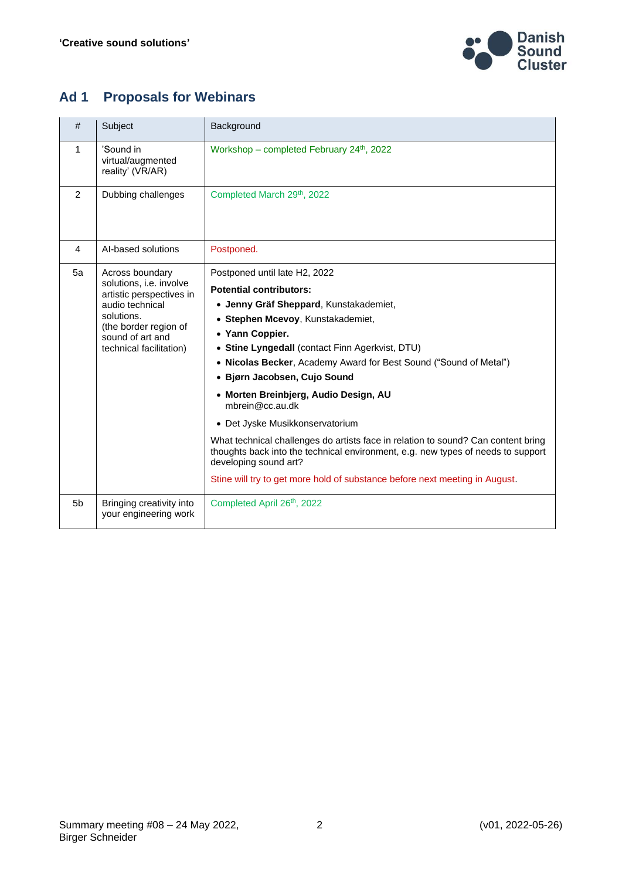## Ad 1 Proposals for Webinars

| # | Subject | Background |
|---|---|---|
| 1 | 'Sound in virtual/augmented reality' (VR/AR) | Workshop – completed February 24th, 2022 |
| 2 | Dubbing challenges | Completed March 29th, 2022 |
| 4 | AI-based solutions | Postponed. |
| 5a | Across boundary solutions, i.e. involve artistic perspectives in audio technical solutions.<br>(the border region of sound of art and technical facilitation) | Postponed until late H2, 2022<br>**Potential contributors:**<br>• **Jenny Gräf Sheppard**, Kunstakademiet,<br>• **Stephen Mcevoy**, Kunstakademiet,<br>• **Yann Coppier.**<br>• **Stine Lyngedall** (contact Finn Agerkvist, DTU)<br>• **Nicolas Becker**, Academy Award for Best Sound ("Sound of Metal")<br>• **Bjørn Jacobsen, Cujo Sound**<br>• **Morten Breinbjerg, Audio Design, AU** mbrein@cc.au.dk<br>• Det Jyske Musikkonservatorium<br>What technical challenges do artists face in relation to sound? Can content bring thoughts back into the technical environment, e.g. new types of needs to support developing sound art?<br>Stine will try to get more hold of substance before next meeting in August. |
| 5b | Bringing creativity into your engineering work | Completed April 26th, 2022 |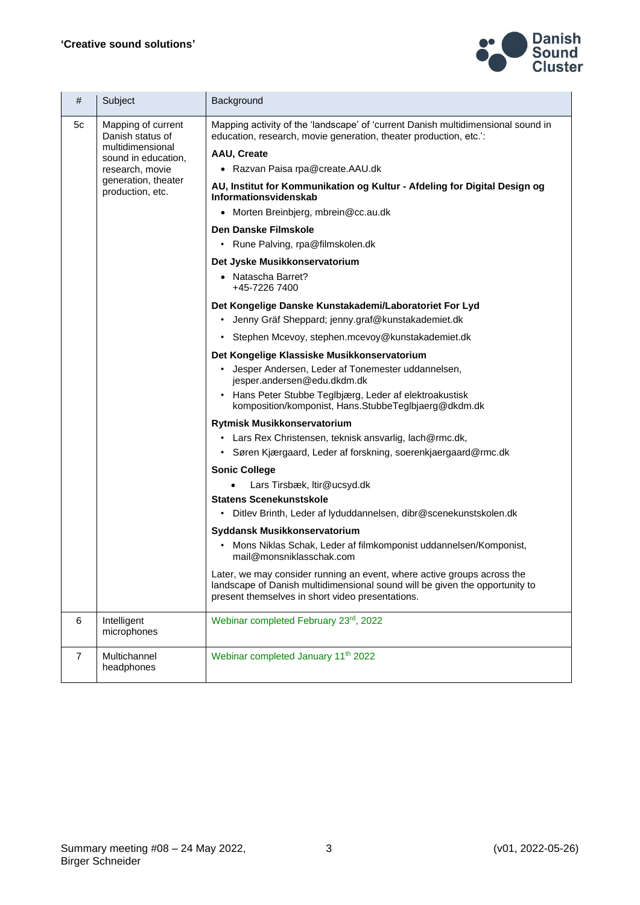| # | Subject | Background |
|---|---|---|
| 5c | Mapping of current Danish status of multidimensional sound in education, research, movie generation, theater production, etc. | Mapping activity of the 'landscape' of 'current Danish multidimensional sound in education, research, movie generation, theater production, etc.':<br><br>**AAU, Create**<br>• Razvan Paisa rpa@create.AAU.dk<br><br>**AU, Institut for Kommunikation og Kultur - Afdeling for Digital Design og Informationsvidenskab**<br>• Morten Breinbjerg, mbrein@cc.au.dk<br><br>**Den Danske Filmskole**<br>• Rune Palving, rpa@filmskolen.dk<br><br>**Det Jyske Musikkonservatorium**<br>• Natascha Barret? +45-7226 7400<br><br>**Det Kongelige Danske Kunstakademi/Laboratoriet For Lyd**<br>• Jenny Gräf Sheppard; jenny.graf@kunstakademiet.dk<br>• Stephen Mcevoy, stephen.mcevoy@kunstakademiet.dk<br><br>**Det Kongelige Klassiske Musikkonservatorium**<br>• Jesper Andersen, Leder af Tonemester uddannelsen, jesper.andersen@edu.dkdm.dk<br>• Hans Peter Stubbe Teglbjærg, Leder af elektroakustisk komposition/komponist, Hans.StubbeTeglbjaerg@dkdm.dk<br><br>**Rytmisk Musikkonservatorium**<br>• Lars Rex Christensen, teknisk ansvarlig, lach@rmc.dk,<br>• Søren Kjærgaard, Leder af forskning, soerenkjaergaard@rmc.dk<br><br>**Sonic College**<br>• Lars Tirsbæk, ltir@ucsyd.dk<br><br>**Statens Scenekunstskole**<br>• Ditlev Brinth, Leder af lyduddannelsen, dibr@scenekunstskolen.dk<br><br>**Syddansk Musikkonservatorium**<br>• Mons Niklas Schak, Leder af filmkomponist uddannelsen/Komponist, mail@monsniklasschak.com<br><br>Later, we may consider running an event, where active groups across the landscape of Danish multidimensional sound will be given the opportunity to present themselves in short video presentations. |
| 6 | Intelligent microphones | Webinar completed February 23rd, 2022 |
| 7 | Multichannel headphones | Webinar completed January 11th 2022 |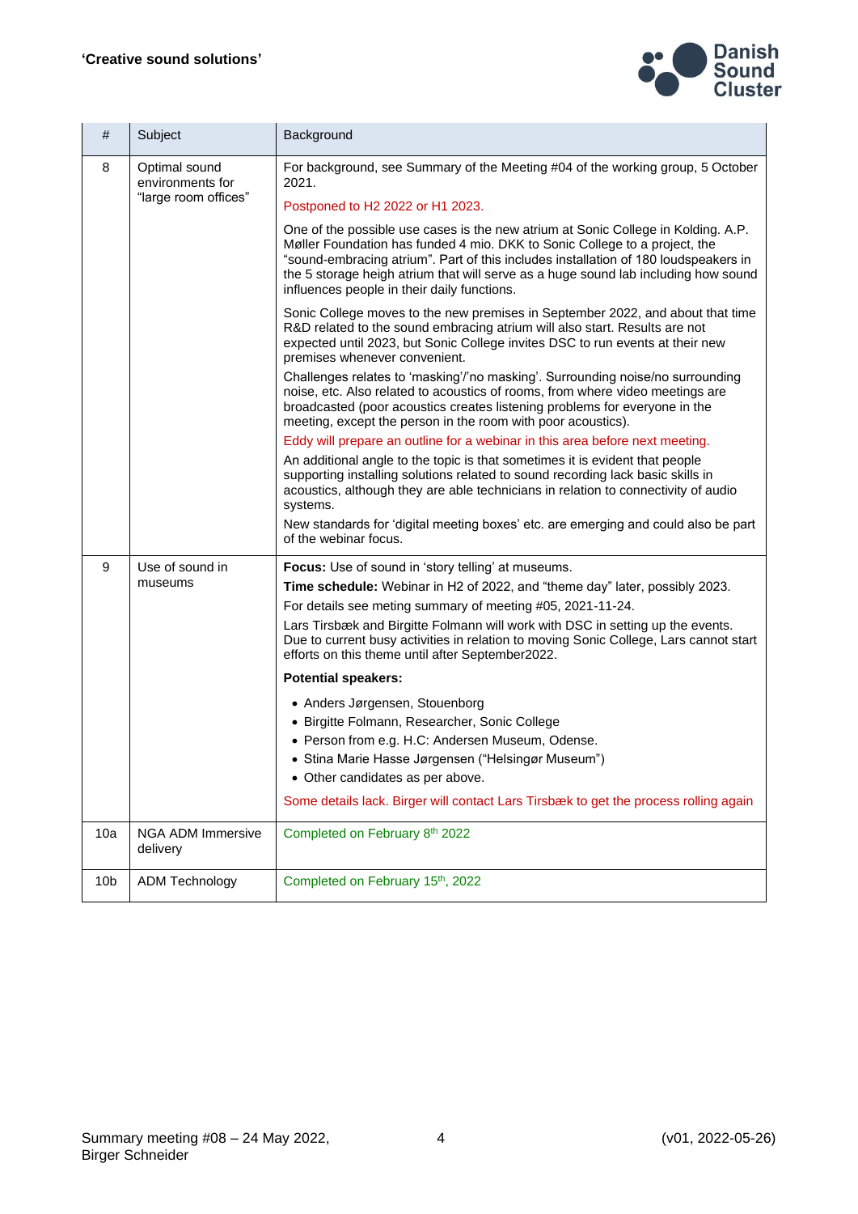| # | Subject | Background |
|---|---|---|
| 8 | Optimal sound environments for "large room offices" | For background, see Summary of the Meeting #04 of the working group, 5 October 2021.<br><br>Postponed to H2 2022 or H1 2023.<br><br>One of the possible use cases is the new atrium at Sonic College in Kolding. A.P. Møller Foundation has funded 4 mio. DKK to Sonic College to a project, the "sound-embracing atrium". Part of this includes installation of 180 loudspeakers in the 5 storage heigh atrium that will serve as a huge sound lab including how sound influences people in their daily functions.<br><br>Sonic College moves to the new premises in September 2022, and about that time R&D related to the sound embracing atrium will also start. Results are not expected until 2023, but Sonic College invites DSC to run events at their new premises whenever convenient.<br><br>Challenges relates to 'masking'/'no masking'. Surrounding noise/no surrounding noise, etc. Also related to acoustics of rooms, from where video meetings are broadcasted (poor acoustics creates listening problems for everyone in the meeting, except the person in the room with poor acoustics).<br><br>Eddy will prepare an outline for a webinar in this area before next meeting.<br><br>An additional angle to the topic is that sometimes it is evident that people supporting installing solutions related to sound recording lack basic skills in acoustics, although they are able technicians in relation to connectivity of audio systems.<br><br>New standards for 'digital meeting boxes' etc. are emerging and could also be part of the webinar focus. |
| 9 | Use of sound in museums | **Focus:** Use of sound in 'story telling' at museums.<br><br>**Time schedule:** Webinar in H2 of 2022, and "theme day" later, possibly 2023.<br><br>For details see meting summary of meeting #05, 2021-11-24.<br><br>Lars Tirsbæk and Birgitte Folmann will work with DSC in setting up the events. Due to current busy activities in relation to moving Sonic College, Lars cannot start efforts on this theme until after September2022.<br><br>**Potential speakers:**<br><br>• Anders Jørgensen, Stouenborg<br>• Birgitte Folmann, Researcher, Sonic College<br>• Person from e.g. H.C: Andersen Museum, Odense.<br>• Stina Marie Hasse Jørgensen ("Helsingør Museum")<br>• Other candidates as per above.<br><br>Some details lack. Birger will contact Lars Tirsbæk to get the process rolling again |
| 10a | NGA ADM Immersive delivery | Completed on February 8th 2022 |
| 10b | ADM Technology | Completed on February 15th, 2022 |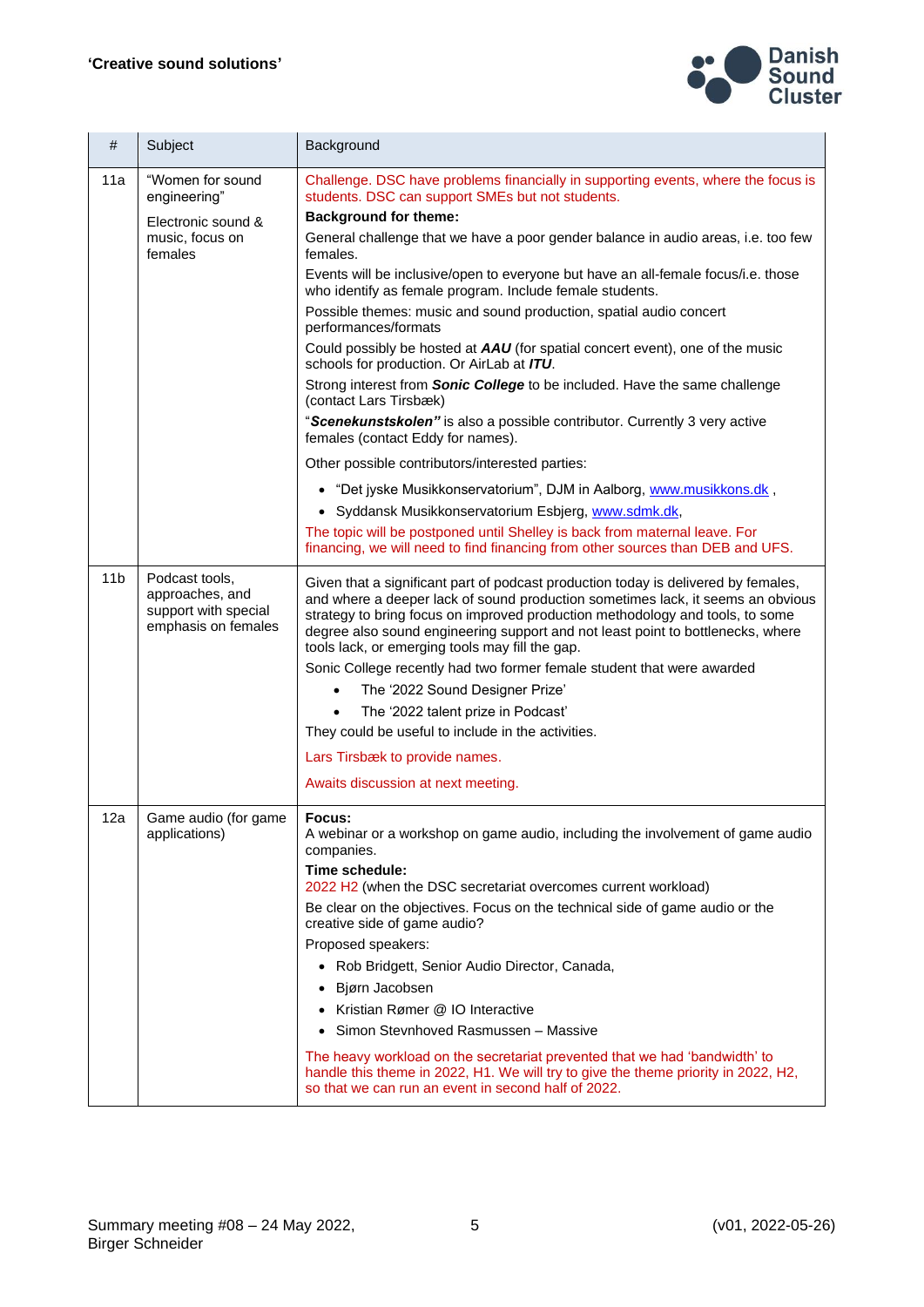| # | Subject | Background |
|---|---|---|
| 11a | "Women for sound engineering"<br><br>Electronic sound & music, focus on females | Challenge. DSC have problems financially in supporting events, where the focus is students. DSC can support SMEs but not students.<br>**Background for theme:**<br>General challenge that we have a poor gender balance in audio areas, i.e. too few females.<br>Events will be inclusive/open to everyone but have an all-female focus/i.e. those who identify as female program. Include female students.<br>Possible themes: music and sound production, spatial audio concert performances/formats<br>Could possibly be hosted at ***AAU*** (for spatial concert event), one of the music schools for production. Or AirLab at ***ITU***.<br>Strong interest from ***Sonic College*** to be included. Have the same challenge (contact Lars Tirsbæk)<br>"***Scenekunstskolen"*** is also a possible contributor. Currently 3 very active females (contact Eddy for names).<br>Other possible contributors/interested parties:<br>• "Det jyske Musikkonservatorium", DJM in Aalborg, www.musikkons.dk ,<br>• Syddansk Musikkonservatorium Esbjerg, www.sdmk.dk,<br>The topic will be postponed until Shelley is back from maternal leave. For financing, we will need to find financing from other sources than DEB and UFS. |
| 11b | Podcast tools, approaches, and support with special emphasis on females | Given that a significant part of podcast production today is delivered by females, and where a deeper lack of sound production sometimes lack, it seems an obvious strategy to bring focus on improved production methodology and tools, to some degree also sound engineering support and not least point to bottlenecks, where tools lack, or emerging tools may fill the gap.<br>Sonic College recently had two former female student that were awarded<br>• The '2022 Sound Designer Prize'<br>• The '2022 talent prize in Podcast'<br>They could be useful to include in the activities.<br>Lars Tirsbæk to provide names.<br>Awaits discussion at next meeting. |
| 12a | Game audio (for game applications) | **Focus:**<br>A webinar or a workshop on game audio, including the involvement of game audio companies.<br>**Time schedule:**<br>2022 H2 (when the DSC secretariat overcomes current workload)<br>Be clear on the objectives. Focus on the technical side of game audio or the creative side of game audio?<br>Proposed speakers:<br>• Rob Bridgett, Senior Audio Director, Canada,<br>• Bjørn Jacobsen<br>• Kristian Rømer @ IO Interactive<br>• Simon Stevnhoved Rasmussen – Massive<br>The heavy workload on the secretariat prevented that we had 'bandwidth' to handle this theme in 2022, H1. We will try to give the theme priority in 2022, H2, so that we can run an event in second half of 2022. |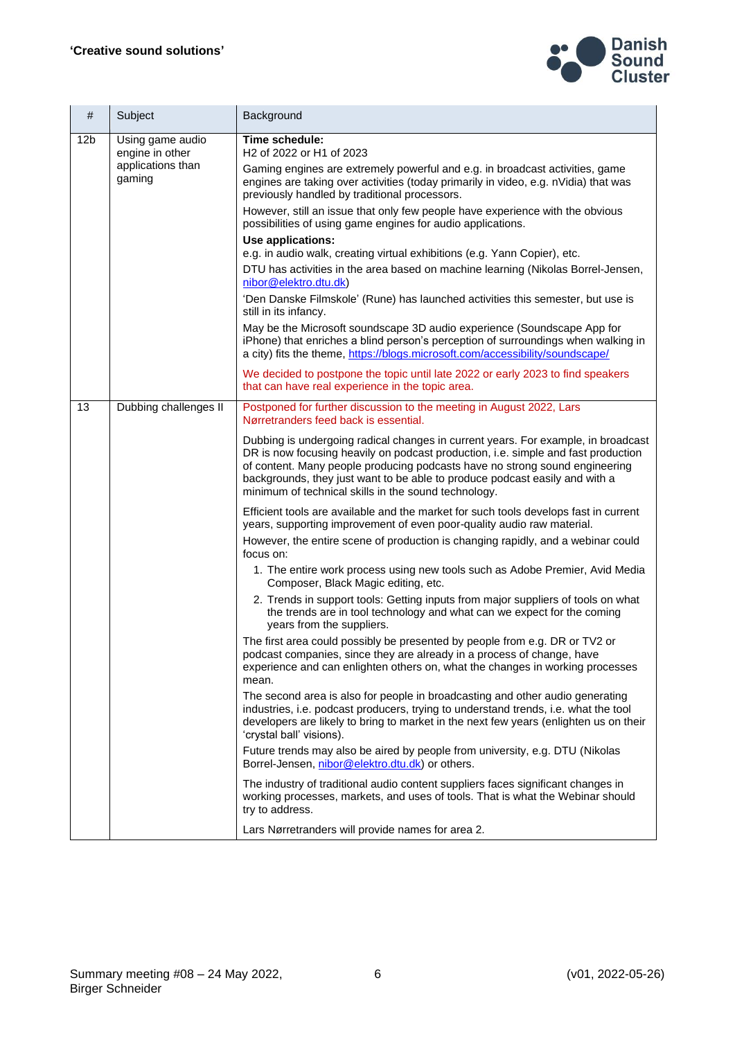| # | Subject | Background |
|---|---|---|
| 12b | Using game audio engine in other applications than gaming | **Time schedule:**<br>H2 of 2022 or H1 of 2023<br>Gaming engines are extremely powerful and e.g. in broadcast activities, game engines are taking over activities (today primarily in video, e.g. nVidia) that was previously handled by traditional processors.<br>However, still an issue that only few people have experience with the obvious possibilities of using game engines for audio applications.<br>**Use applications:**<br>e.g. in audio walk, creating virtual exhibitions (e.g. Yann Copier), etc.<br>DTU has activities in the area based on machine learning (Nikolas Borrel-Jensen, nibor@elektro.dtu.dk)<br>'Den Danske Filmskole' (Rune) has launched activities this semester, but use is still in its infancy.<br>May be the Microsoft soundscape 3D audio experience (Soundscape App for iPhone) that enriches a blind person's perception of surroundings when walking in a city) fits the theme, https://blogs.microsoft.com/accessibility/soundscape/<br>We decided to postpone the topic until late 2022 or early 2023 to find speakers that can have real experience in the topic area. |
| 13 | Dubbing challenges II | Postponed for further discussion to the meeting in August 2022, Lars Nørretranders feed back is essential.<br>Dubbing is undergoing radical changes in current years. For example, in broadcast DR is now focusing heavily on podcast production, i.e. simple and fast production of content. Many people producing podcasts have no strong sound engineering backgrounds, they just want to be able to produce podcast easily and with a minimum of technical skills in the sound technology.<br>Efficient tools are available and the market for such tools develops fast in current years, supporting improvement of even poor-quality audio raw material.<br>However, the entire scene of production is changing rapidly, and a webinar could focus on:<br>1. The entire work process using new tools such as Adobe Premier, Avid Media Composer, Black Magic editing, etc.<br>2. Trends in support tools: Getting inputs from major suppliers of tools on what the trends are in tool technology and what can we expect for the coming years from the suppliers.<br>The first area could possibly be presented by people from e.g. DR or TV2 or podcast companies, since they are already in a process of change, have experience and can enlighten others on, what the changes in working processes mean.<br>The second area is also for people in broadcasting and other audio generating industries, i.e. podcast producers, trying to understand trends, i.e. what the tool developers are likely to bring to market in the next few years (enlighten us on their 'crystal ball' visions).<br>Future trends may also be aired by people from university, e.g. DTU (Nikolas Borrel-Jensen, nibor@elektro.dtu.dk) or others.<br>The industry of traditional audio content suppliers faces significant changes in working processes, markets, and uses of tools. That is what the Webinar should try to address.<br>Lars Nørretranders will provide names for area 2. |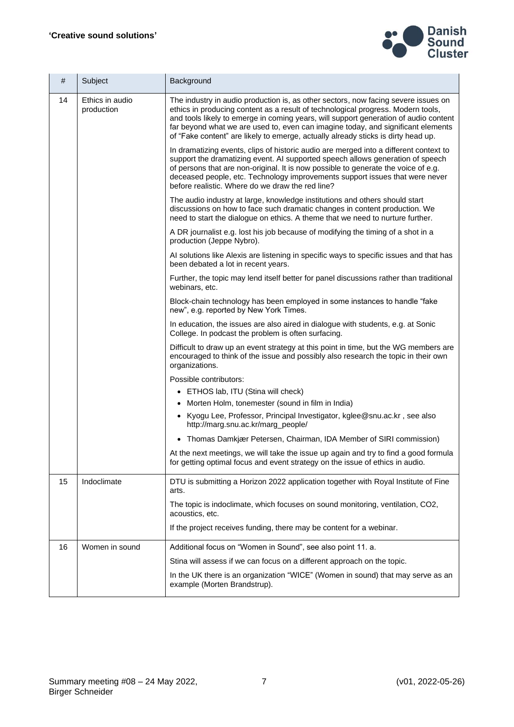| # | Subject | Background |
|---|---|---|
| 14 | Ethics in audio production | The industry in audio production is, as other sectors, now facing severe issues on ethics in producing content as a result of technological progress. Modern tools, and tools likely to emerge in coming years, will support generation of audio content far beyond what we are used to, even can imagine today, and significant elements of “Fake content” are likely to emerge, actually already sticks is dirty head up.<br><br>In dramatizing events, clips of historic audio are merged into a different context to support the dramatizing event. AI supported speech allows generation of speech of persons that are non-original. It is now possible to generate the voice of e.g. deceased people, etc. Technology improvements support issues that were never before realistic. Where do we draw the red line?<br><br>The audio industry at large, knowledge institutions and others should start discussions on how to face such dramatic changes in content production. We need to start the dialogue on ethics. A theme that we need to nurture further.<br><br>A DR journalist e.g. lost his job because of modifying the timing of a shot in a production (Jeppe Nybro).<br><br>AI solutions like Alexis are listening in specific ways to specific issues and that has been debated a lot in recent years.<br><br>Further, the topic may lend itself better for panel discussions rather than traditional webinars, etc.<br><br>Block-chain technology has been employed in some instances to handle “fake new”, e.g. reported by New York Times.<br><br>In education, the issues are also aired in dialogue with students, e.g. at Sonic College. In podcast the problem is often surfacing.<br><br>Difficult to draw up an event strategy at this point in time, but the WG members are encouraged to think of the issue and possibly also research the topic in their own organizations.<br><br>Possible contributors:<br>• ETHOS lab, ITU (Stina will check)<br>• Morten Holm, tonemester (sound in film in India)<br>• Kyogu Lee, Professor, Principal Investigator, kglee@snu.ac.kr , see also http://marg.snu.ac.kr/marg_people/<br>• Thomas Damkjær Petersen, Chairman, IDA Member of SIRI commission)<br><br>At the next meetings, we will take the issue up again and try to find a good formula for getting optimal focus and event strategy on the issue of ethics in audio. |
| 15 | Indoclimate | DTU is submitting a Horizon 2022 application together with Royal Institute of Fine arts.<br><br>The topic is indoclimate, which focuses on sound monitoring, ventilation, $CO_2$, acoustics, etc.<br><br>If the project receives funding, there may be content for a webinar. |
| 16 | Women in sound | Additional focus on “Women in Sound”, see also point 11. a.<br><br>Stina will assess if we can focus on a different approach on the topic.<br><br>In the UK there is an organization “WICE” (Women in sound) that may serve as an example (Morten Brandstrup). |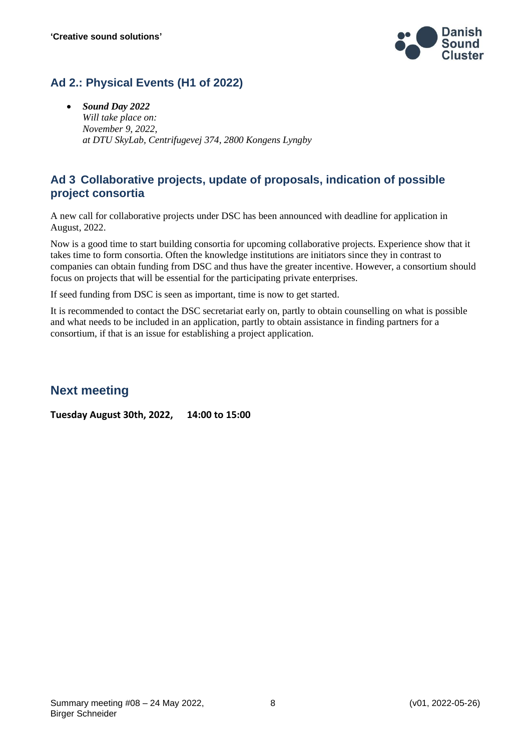## Ad 2.: Physical Events (H1 of 2022)

- ***Sound Day 2022***
  *Will take place on:*
  *November 9, 2022,*
  *at DTU SkyLab, Centrifugevej 374, 2800 Kongens Lyngby*

## Ad 3 Collaborative projects, update of proposals, indication of possible project consortia

A new call for collaborative projects under DSC has been announced with deadline for application in August, 2022.

Now is a good time to start building consortia for upcoming collaborative projects. Experience show that it takes time to form consortia. Often the knowledge institutions are initiators since they in contrast to companies can obtain funding from DSC and thus have the greater incentive. However, a consortium should focus on projects that will be essential for the participating private enterprises.

If seed funding from DSC is seen as important, time is now to get started.

It is recommended to contact the DSC secretariat early on, partly to obtain counselling on what is possible and what needs to be included in an application, partly to obtain assistance in finding partners for a consortium, if that is an issue for establishing a project application.

## Next meeting

**Tuesday August 30th, 2022, 14:00 to 15:00**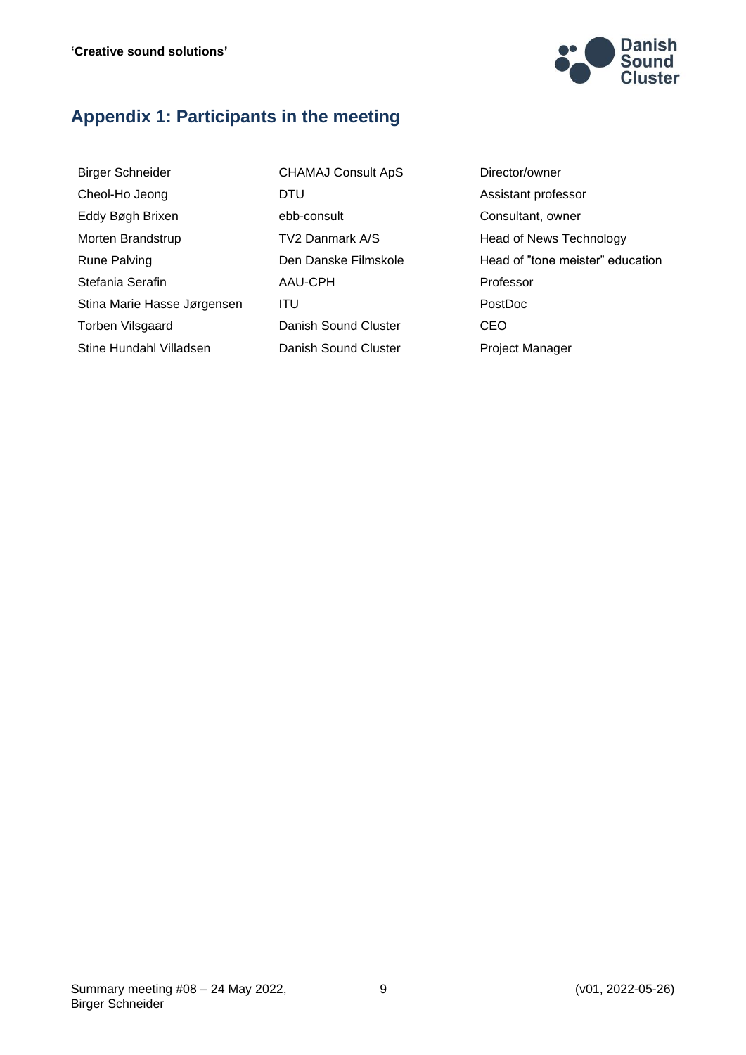## Appendix 1: Participants in the meeting

| | | |
|---|---|---|
| Birger Schneider | CHAMAJ Consult ApS | Director/owner |
| Cheol-Ho Jeong | DTU | Assistant professor |
| Eddy Bøgh Brixen | ebb-consult | Consultant, owner |
| Morten Brandstrup | TV2 Danmark A/S | Head of News Technology |
| Rune Palving | Den Danske Filmskole | Head of ”tone meister” education |
| Stefania Serafin | AAU-CPH | Professor |
| Stina Marie Hasse Jørgensen | ITU | PostDoc |
| Torben Vilsgaard | Danish Sound Cluster | CEO |
| Stine Hundahl Villadsen | Danish Sound Cluster | Project Manager |